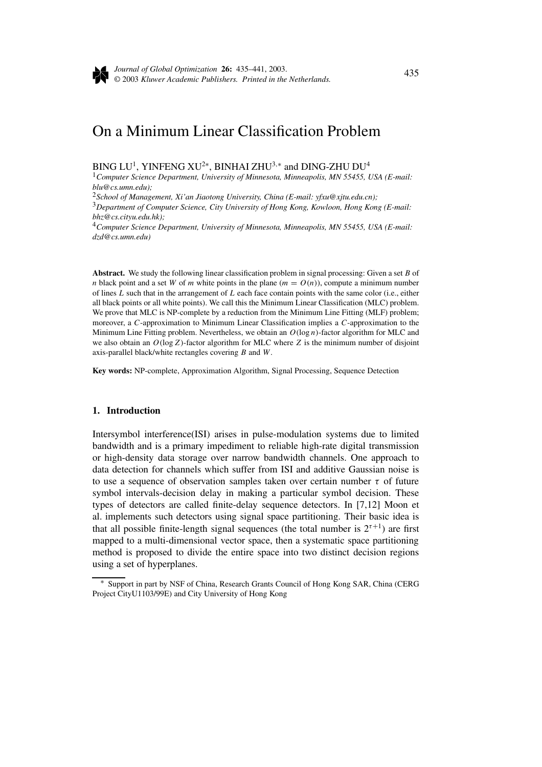# On a Minimum Linear Classification Problem

BING LU[1], YINFENG XU[2*], BINHAI ZHU[3,*] and DING-ZHU DU[4]

[1]*Computer Science Department, University of Minnesota, Minneapolis, MN 55455, USA (E-mail: blu@cs.umn.edu);*
[2]*School of Management, Xi'an Jiaotong University, China (E-mail: yfxu@xjtu.edu.cn);*
[3]*Department of Computer Science, City University of Hong Kong, Kowloon, Hong Kong (E-mail: bhz@cs.cityu.edu.hk);*
[4]*Computer Science Department, University of Minnesota, Minneapolis, MN 55455, USA (E-mail: dzd@cs.umn.edu)*

**Abstract.** We study the following linear classification problem in signal processing: Given a set $B$ of $n$ black point and a set $W$ of $m$ white points in the plane ($m = O(n)$), compute a minimum number of lines $L$ such that in the arrangement of $L$ each face contain points with the same color (i.e., either all black points or all white points). We call this the Minimum Linear Classification (MLC) problem. We prove that MLC is NP-complete by a reduction from the Minimum Line Fitting (MLF) problem; moreover, a $C$-approximation to Minimum Linear Classification implies a $C$-approximation to the Minimum Line Fitting problem. Nevertheless, we obtain an $O(\log n)$-factor algorithm for MLC and we also obtain an $O(\log Z)$-factor algorithm for MLC where $Z$ is the minimum number of disjoint axis-parallel black/white rectangles covering $B$ and $W$.

**Key words:** NP-complete, Approximation Algorithm, Signal Processing, Sequence Detection

## 1. Introduction

Intersymbol interference(ISI) arises in pulse-modulation systems due to limited bandwidth and is a primary impediment to reliable high-rate digital transmission or high-density data storage over narrow bandwidth channels. One approach to data detection for channels which suffer from ISI and additive Gaussian noise is to use a sequence of observation samples taken over certain number $\tau$ of future symbol intervals-decision delay in making a particular symbol decision. These types of detectors are called finite-delay sequence detectors. In [7,12] Moon et al. implements such detectors using signal space partitioning. Their basic idea is that all possible finite-length signal sequences (the total number is $2^{\tau+1}$) are first mapped to a multi-dimensional vector space, then a systematic space partitioning method is proposed to divide the entire space into two distinct decision regions using a set of hyperplanes.

* Support in part by NSF of China, Research Grants Council of Hong Kong SAR, China (CERG Project CityU1103/99E) and City University of Hong Kong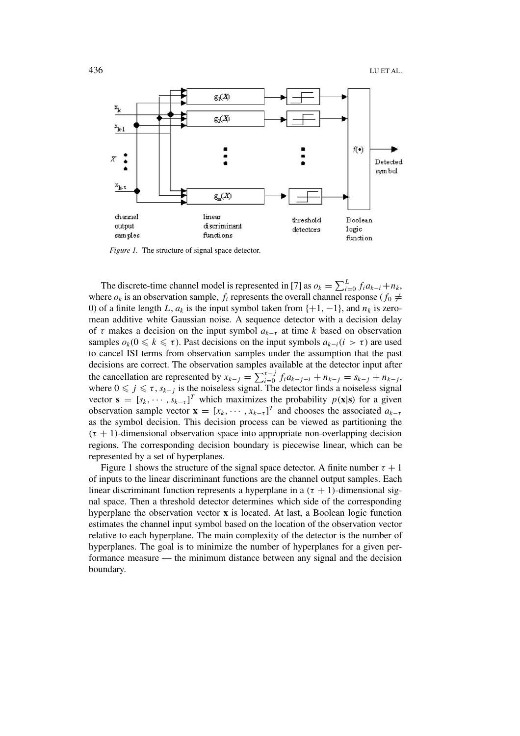channel output samples

linear discriminant functions

threshold detectors

Boolean logic function

Detected symbol

*Figure 1.* The structure of signal space detector.

The discrete-time channel model is represented in [7] as $o_k = \sum_{i=0}^{L} f_i a_{k-i} + n_k$, where $o_k$ is an observation sample, $f_i$ represents the overall channel response ($f_0 \neq 0$) of a finite length $L$, $a_k$ is the input symbol taken from $\{+1, -1\}$, and $n_k$ is zero-mean additive white Gaussian noise. A sequence detector with a decision delay of $\tau$ makes a decision on the input symbol $a_{k-\tau}$ at time $k$ based on observation samples $o_k (0 \leqslant k \leqslant \tau)$. Past decisions on the input symbols $a_{k-i} (i > \tau)$ are used to cancel ISI terms from observation samples under the assumption that the past decisions are correct. The observation samples available at the detector input after the cancellation are represented by $x_{k-j} = \sum_{i=0}^{\tau-j} f_i a_{k-j-i} + n_{k-j} = s_{k-j} + n_{k-j}$, where $0 \leqslant j \leqslant \tau$, $s_{k-j}$ is the noiseless signal. The detector finds a noiseless signal vector $\mathbf{s} = [s_k, \cdots, s_{k-\tau}]^T$ which maximizes the probability $p(\mathbf{x}|\mathbf{s})$ for a given observation sample vector $\mathbf{x} = [x_k, \cdots, x_{k-\tau}]^T$ and chooses the associated $a_{k-\tau}$ as the symbol decision. This decision process can be viewed as partitioning the $(\tau + 1)$-dimensional observation space into appropriate non-overlapping decision regions. The corresponding decision boundary is piecewise linear, which can be represented by a set of hyperplanes.

Figure 1 shows the structure of the signal space detector. A finite number $\tau + 1$ of inputs to the linear discriminant functions are the channel output samples. Each linear discriminant function represents a hyperplane in a $(\tau + 1)$-dimensional signal space. Then a threshold detector determines which side of the corresponding hyperplane the observation vector $\mathbf{x}$ is located. At last, a Boolean logic function estimates the channel input symbol based on the location of the observation vector relative to each hyperplane. The main complexity of the detector is the number of hyperplanes. The goal is to minimize the number of hyperplanes for a given performance measure — the minimum distance between any signal and the decision boundary.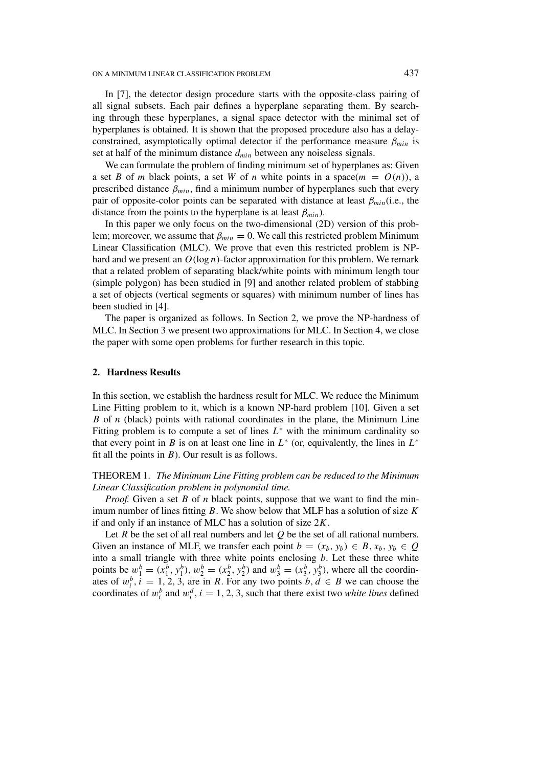In [7], the detector design procedure starts with the opposite-class pairing of all signal subsets. Each pair defines a hyperplane separating them. By searching through these hyperplanes, a signal space detector with the minimal set of hyperplanes is obtained. It is shown that the proposed procedure also has a delay-constrained, asymptotically optimal detector if the performance measure $\beta_{min}$ is set at half of the minimum distance $d_{min}$ between any noiseless signals.

We can formulate the problem of finding minimum set of hyperplanes as: Given a set $B$ of $m$ black points, a set $W$ of $n$ white points in a space($m = O(n)$), a prescribed distance $\beta_{min}$, find a minimum number of hyperplanes such that every pair of opposite-color points can be separated with distance at least $\beta_{min}$(i.e., the distance from the points to the hyperplane is at least $\beta_{min}$).

In this paper we only focus on the two-dimensional (2D) version of this problem; moreover, we assume that $\beta_{min} = 0$. We call this restricted problem Minimum Linear Classification (MLC). We prove that even this restricted problem is NP-hard and we present an $O(\log n)$-factor approximation for this problem. We remark that a related problem of separating black/white points with minimum length tour (simple polygon) has been studied in [9] and another related problem of stabbing a set of objects (vertical segments or squares) with minimum number of lines has been studied in [4].

The paper is organized as follows. In Section 2, we prove the NP-hardness of MLC. In Section 3 we present two approximations for MLC. In Section 4, we close the paper with some open problems for further research in this topic.

## 2. Hardness Results

In this section, we establish the hardness result for MLC. We reduce the Minimum Line Fitting problem to it, which is a known NP-hard problem [10]. Given a set $B$ of $n$ (black) points with rational coordinates in the plane, the Minimum Line Fitting problem is to compute a set of lines $L^*$ with the minimum cardinality so that every point in $B$ is on at least one line in $L^*$ (or, equivalently, the lines in $L^*$ fit all the points in $B$). Our result is as follows.

THEOREM 1. *The Minimum Line Fitting problem can be reduced to the Minimum Linear Classification problem in polynomial time.*

*Proof.* Given a set $B$ of $n$ black points, suppose that we want to find the minimum number of lines fitting $B$. We show below that MLF has a solution of size $K$ if and only if an instance of MLC has a solution of size $2K$.

Let $R$ be the set of all real numbers and let $Q$ be the set of all rational numbers. Given an instance of MLF, we transfer each point $b = (x_b, y_b) \in B$, $x_b, y_b \in Q$ into a small triangle with three white points enclosing $b$. Let these three white points be $w_1^b = (x_1^b, y_1^b)$, $w_2^b = (x_2^b, y_2^b)$ and $w_3^b = (x_3^b, y_3^b)$, where all the coordinates of $w_i^b$, $i = 1, 2, 3$, are in $R$. For any two points $b, d \in B$ we can choose the coordinates of $w_i^b$ and $w_i^d$, $i = 1, 2, 3$, such that there exist two *white lines* defined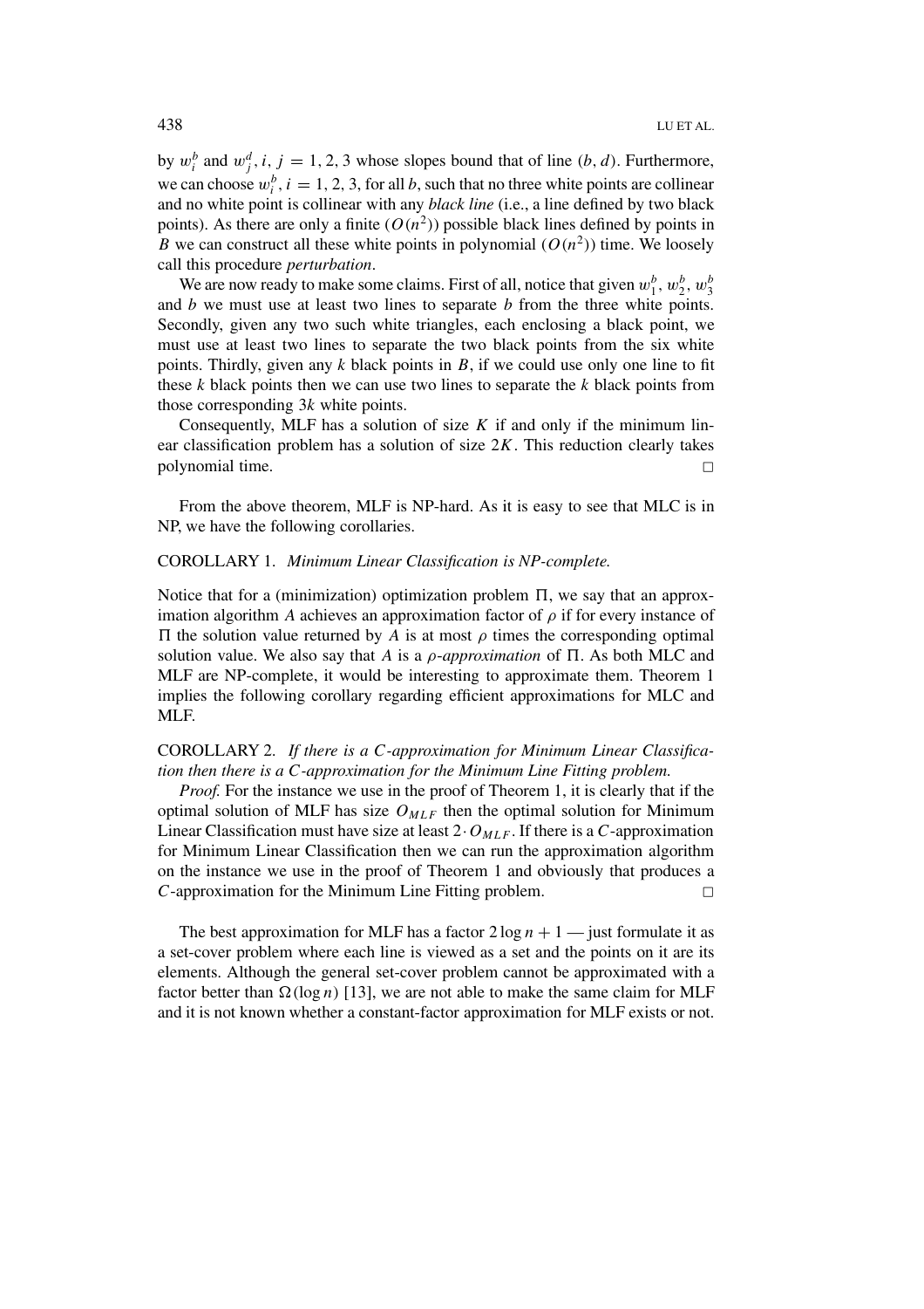by $w_i^b$ and $w_j^d$, $i, j = 1, 2, 3$ whose slopes bound that of line $(b, d)$. Furthermore, we can choose $w_i^b$, $i = 1, 2, 3$, for all $b$, such that no three white points are collinear and no white point is collinear with any *black line* (i.e., a line defined by two black points). As there are only a finite ($O(n^2)$) possible black lines defined by points in $B$ we can construct all these white points in polynomial ($O(n^2)$) time. We loosely call this procedure *perturbation*.

We are now ready to make some claims. First of all, notice that given $w_1^b$, $w_2^b$, $w_3^b$ and $b$ we must use at least two lines to separate $b$ from the three white points. Secondly, given any two such white triangles, each enclosing a black point, we must use at least two lines to separate the two black points from the six white points. Thirdly, given any $k$ black points in $B$, if we could use only one line to fit these $k$ black points then we can use two lines to separate the $k$ black points from those corresponding $3k$ white points.

Consequently, MLF has a solution of size $K$ if and only if the minimum linear classification problem has a solution of size $2K$. This reduction clearly takes polynomial time. □

From the above theorem, MLF is NP-hard. As it is easy to see that MLC is in NP, we have the following corollaries.

COROLLARY 1. *Minimum Linear Classification is NP-complete.*

Notice that for a (minimization) optimization problem $\Pi$, we say that an approximation algorithm $A$ achieves an approximation factor of $\rho$ if for every instance of $\Pi$ the solution value returned by $A$ is at most $\rho$ times the corresponding optimal solution value. We also say that $A$ is a *$\rho$-approximation* of $\Pi$. As both MLC and MLF are NP-complete, it would be interesting to approximate them. Theorem 1 implies the following corollary regarding efficient approximations for MLC and MLF.

COROLLARY 2. *If there is a $C$-approximation for Minimum Linear Classification then there is a $C$-approximation for the Minimum Line Fitting problem.*

*Proof.* For the instance we use in the proof of Theorem 1, it is clearly that if the optimal solution of MLF has size $O_{MLF}$ then the optimal solution for Minimum Linear Classification must have size at least $2 \cdot O_{MLF}$. If there is a $C$-approximation for Minimum Linear Classification then we can run the approximation algorithm on the instance we use in the proof of Theorem 1 and obviously that produces a $C$-approximation for the Minimum Line Fitting problem. □

The best approximation for MLF has a factor $2 \log n + 1$ — just formulate it as a set-cover problem where each line is viewed as a set and the points on it are its elements. Although the general set-cover problem cannot be approximated with a factor better than $\Omega(\log n)$ [13], we are not able to make the same claim for MLF and it is not known whether a constant-factor approximation for MLF exists or not.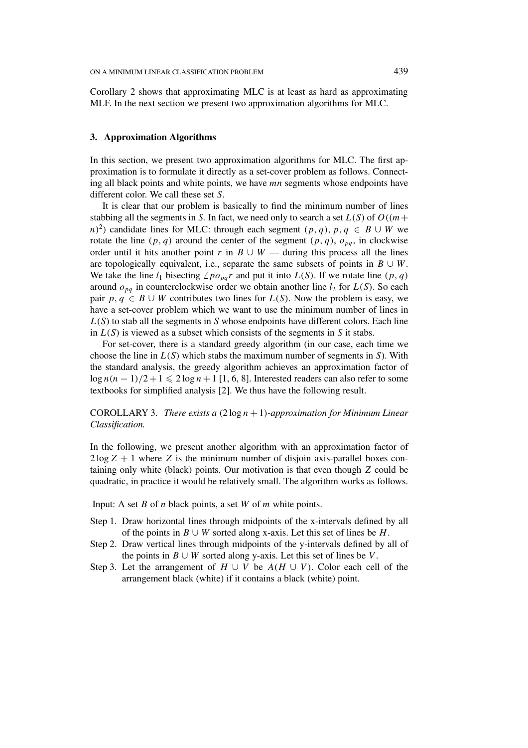Corollary 2 shows that approximating MLC is at least as hard as approximating MLF. In the next section we present two approximation algorithms for MLC.

## 3. Approximation Algorithms

In this section, we present two approximation algorithms for MLC. The first approximation is to formulate it directly as a set-cover problem as follows. Connecting all black points and white points, we have $mn$ segments whose endpoints have different color. We call these set $S$.

It is clear that our problem is basically to find the minimum number of lines stabbing all the segments in $S$. In fact, we need only to search a set $L(S)$ of $O((m+n)^2)$ candidate lines for MLC: through each segment $(p, q)$, $p, q \in B \cup W$ we rotate the line $(p, q)$ around the center of the segment $(p, q)$, $o_{pq}$, in clockwise order until it hits another point $r$ in $B \cup W$ — during this process all the lines are topologically equivalent, i.e., separate the same subsets of points in $B \cup W$. We take the line $l_1$ bisecting $\angle p o_{pq} r$ and put it into $L(S)$. If we rotate line $(p, q)$ around $o_{pq}$ in counterclockwise order we obtain another line $l_2$ for $L(S)$. So each pair $p, q \in B \cup W$ contributes two lines for $L(S)$. Now the problem is easy, we have a set-cover problem which we want to use the minimum number of lines in $L(S)$ to stab all the segments in $S$ whose endpoints have different colors. Each line in $L(S)$ is viewed as a subset which consists of the segments in $S$ it stabs.

For set-cover, there is a standard greedy algorithm (in our case, each time we choose the line in $L(S)$ which stabs the maximum number of segments in $S$). With the standard analysis, the greedy algorithm achieves an approximation factor of $\log n(n-1)/2 + 1 \leqslant 2\log n + 1$ [1, 6, 8]. Interested readers can also refer to some textbooks for simplified analysis [2]. We thus have the following result.

COROLLARY 3. *There exists a* $(2\log n + 1)$*-approximation for Minimum Linear Classification.*

In the following, we present another algorithm with an approximation factor of $2\log Z + 1$ where $Z$ is the minimum number of disjoin axis-parallel boxes containing only white (black) points. Our motivation is that even though $Z$ could be quadratic, in practice it would be relatively small. The algorithm works as follows.

Input: A set $B$ of $n$ black points, a set $W$ of $m$ white points.

Step 1. Draw horizontal lines through midpoints of the x-intervals defined by all of the points in $B \cup W$ sorted along x-axis. Let this set of lines be $H$.

Step 2. Draw vertical lines through midpoints of the y-intervals defined by all of the points in $B \cup W$ sorted along y-axis. Let this set of lines be $V$.

Step 3. Let the arrangement of $H \cup V$ be $A(H \cup V)$. Color each cell of the arrangement black (white) if it contains a black (white) point.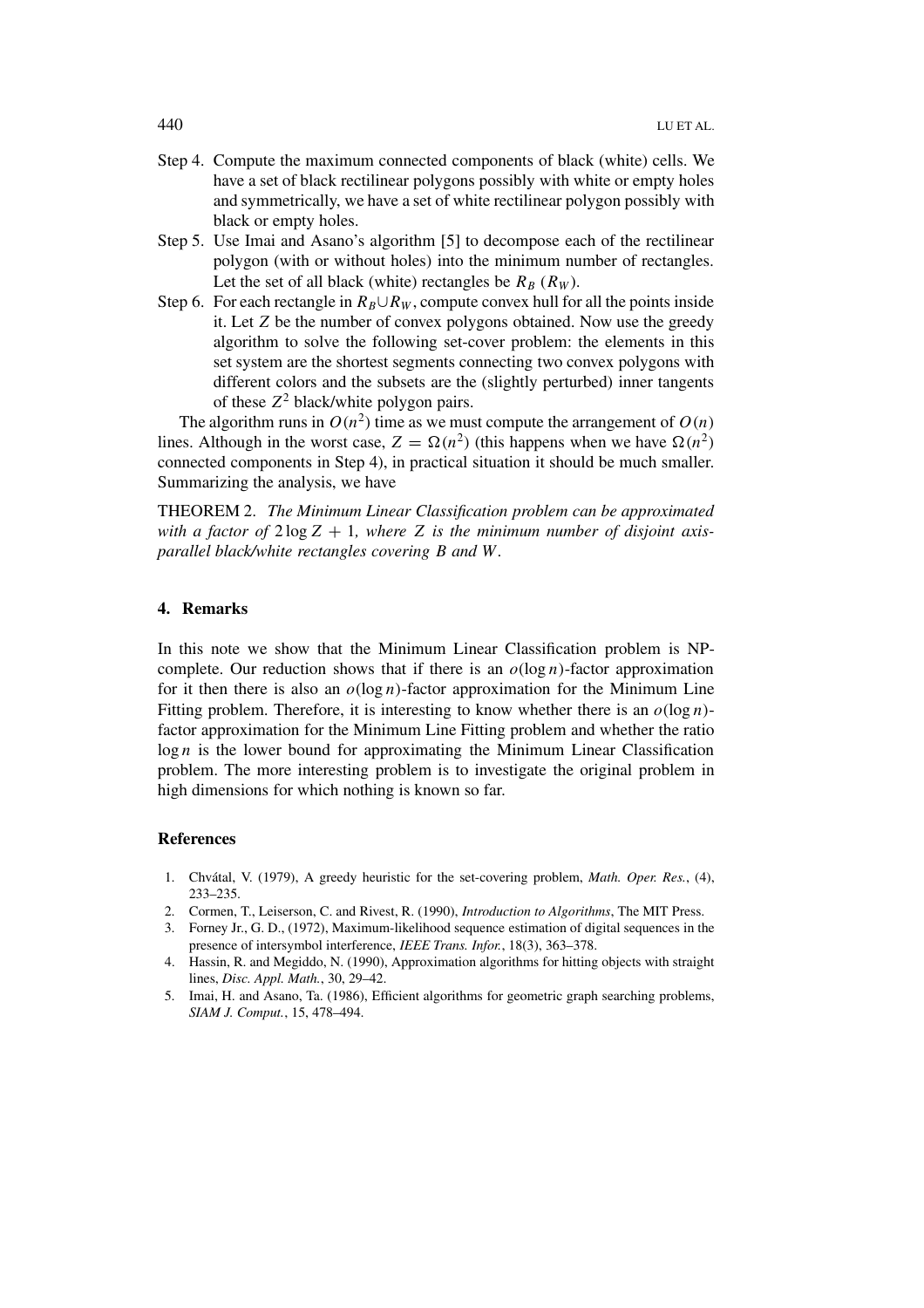Step 4. Compute the maximum connected components of black (white) cells. We have a set of black rectilinear polygons possibly with white or empty holes and symmetrically, we have a set of white rectilinear polygon possibly with black or empty holes.

Step 5. Use Imai and Asano's algorithm [5] to decompose each of the rectilinear polygon (with or without holes) into the minimum number of rectangles. Let the set of all black (white) rectangles be $R_B$ ($R_W$).

Step 6. For each rectangle in $R_B \cup R_W$, compute convex hull for all the points inside it. Let $Z$ be the number of convex polygons obtained. Now use the greedy algorithm to solve the following set-cover problem: the elements in this set system are the shortest segments connecting two convex polygons with different colors and the subsets are the (slightly perturbed) inner tangents of these $Z^2$ black/white polygon pairs.

The algorithm runs in $O(n^2)$ time as we must compute the arrangement of $O(n)$ lines. Although in the worst case, $Z = \Omega(n^2)$ (this happens when we have $\Omega(n^2)$ connected components in Step 4), in practical situation it should be much smaller. Summarizing the analysis, we have

THEOREM 2. *The Minimum Linear Classification problem can be approximated with a factor of* $2 \log Z + 1$*, where* $Z$ *is the minimum number of disjoint axis-parallel black/white rectangles covering* $B$ *and* $W$.

## 4. Remarks

In this note we show that the Minimum Linear Classification problem is NP-complete. Our reduction shows that if there is an $o(\log n)$-factor approximation for it then there is also an $o(\log n)$-factor approximation for the Minimum Line Fitting problem. Therefore, it is interesting to know whether there is an $o(\log n)$-factor approximation for the Minimum Line Fitting problem and whether the ratio $\log n$ is the lower bound for approximating the Minimum Linear Classification problem. The more interesting problem is to investigate the original problem in high dimensions for which nothing is known so far.

## References

1. Chvátal, V. (1979), A greedy heuristic for the set-covering problem, *Math. Oper. Res.*, (4), 233–235.
2. Cormen, T., Leiserson, C. and Rivest, R. (1990), *Introduction to Algorithms*, The MIT Press.
3. Forney Jr., G. D., (1972), Maximum-likelihood sequence estimation of digital sequences in the presence of intersymbol interference, *IEEE Trans. Infor.*, 18(3), 363–378.
4. Hassin, R. and Megiddo, N. (1990), Approximation algorithms for hitting objects with straight lines, *Disc. Appl. Math.*, 30, 29–42.
5. Imai, H. and Asano, Ta. (1986), Efficient algorithms for geometric graph searching problems, *SIAM J. Comput.*, 15, 478–494.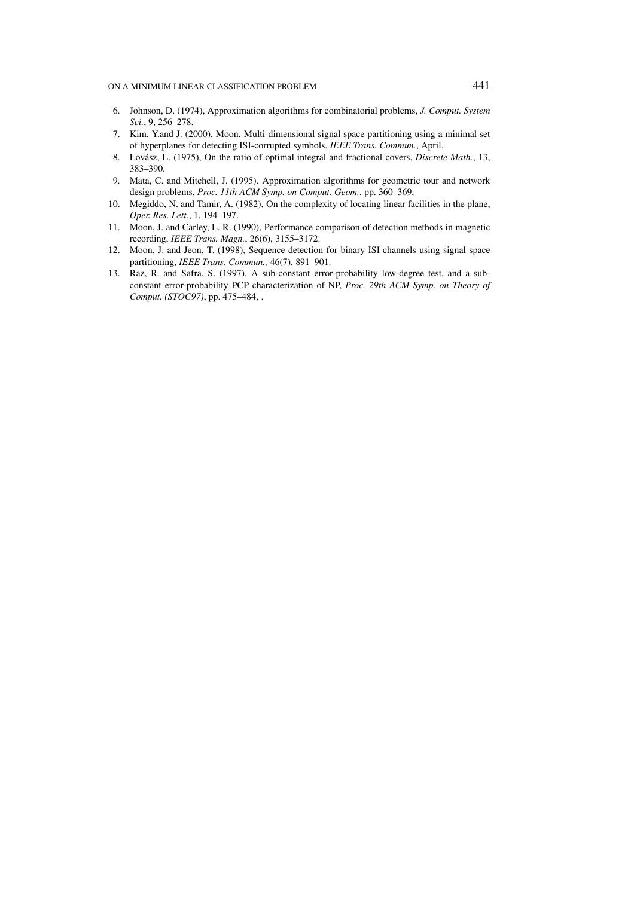6. Johnson, D. (1974), Approximation algorithms for combinatorial problems, *J. Comput. System Sci.*, 9, 256–278.
7. Kim, Y.and J. (2000), Moon, Multi-dimensional signal space partitioning using a minimal set of hyperplanes for detecting ISI-corrupted symbols, *IEEE Trans. Commun.*, April.
8. Lovász, L. (1975), On the ratio of optimal integral and fractional covers, *Discrete Math.*, 13, 383–390.
9. Mata, C. and Mitchell, J. (1995). Approximation algorithms for geometric tour and network design problems, *Proc. 11th ACM Symp. on Comput. Geom.*, pp. 360–369,
10. Megiddo, N. and Tamir, A. (1982), On the complexity of locating linear facilities in the plane, *Oper. Res. Lett.*, 1, 194–197.
11. Moon, J. and Carley, L. R. (1990), Performance comparison of detection methods in magnetic recording, *IEEE Trans. Magn.*, 26(6), 3155–3172.
12. Moon, J. and Jeon, T. (1998), Sequence detection for binary ISI channels using signal space partitioning, *IEEE Trans. Commun.,* 46(7), 891–901.
13. Raz, R. and Safra, S. (1997), A sub-constant error-probability low-degree test, and a sub-constant error-probability PCP characterization of NP, *Proc. 29th ACM Symp. on Theory of Comput. (STOC97)*, pp. 475–484, .